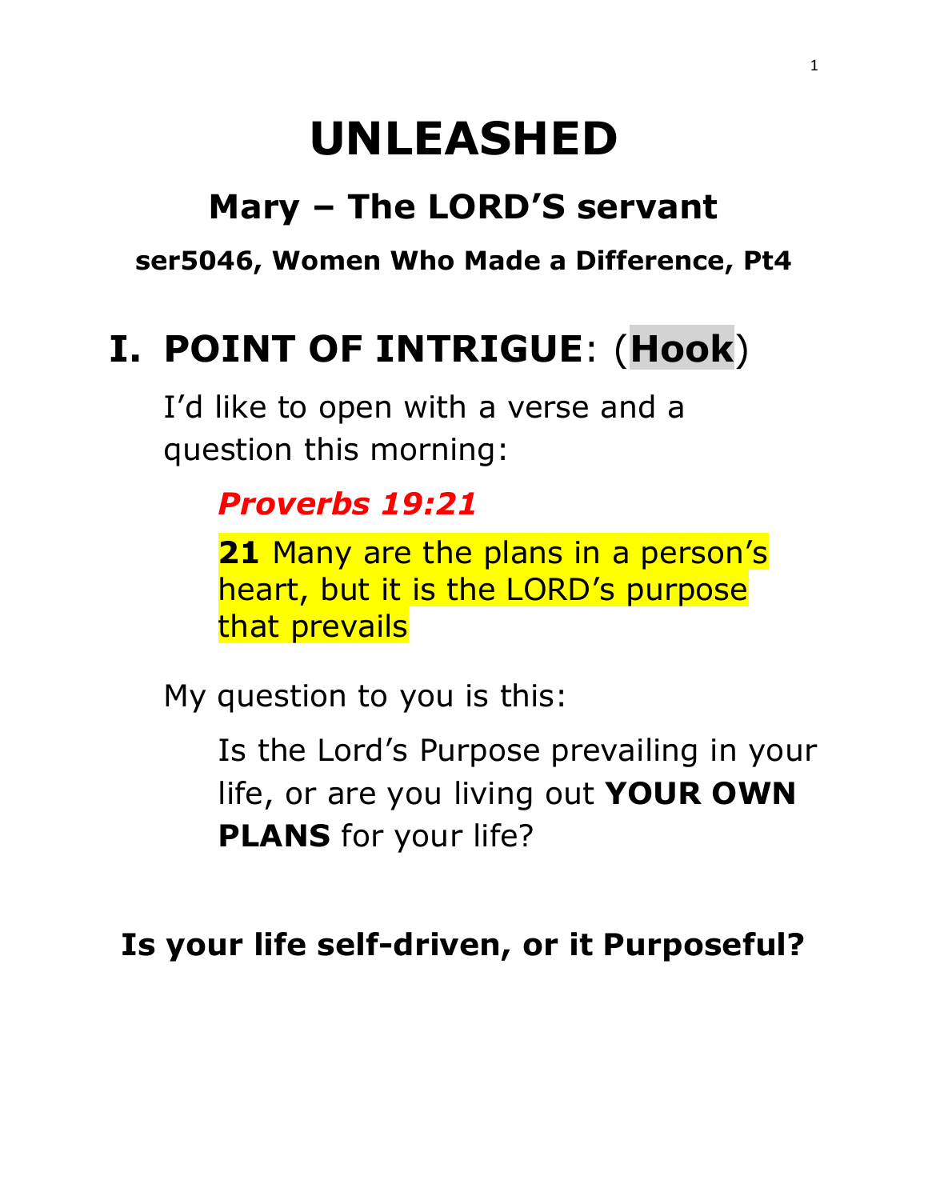# UNLEASHED

## Mary – The LORD'S servant

### ser5046, Women Who Made a Difference, Pt4

## I. POINT OF INTRIGUE: (Hook)

I'd like to open with a verse and a question this morning:

***Proverbs 19:21***

**21** Many are the plans in a person's heart, but it is the LORD's purpose that prevails

My question to you is this:

Is the Lord's Purpose prevailing in your life, or are you living out **YOUR OWN PLANS** for your life?

**Is your life self-driven, or it Purposeful?**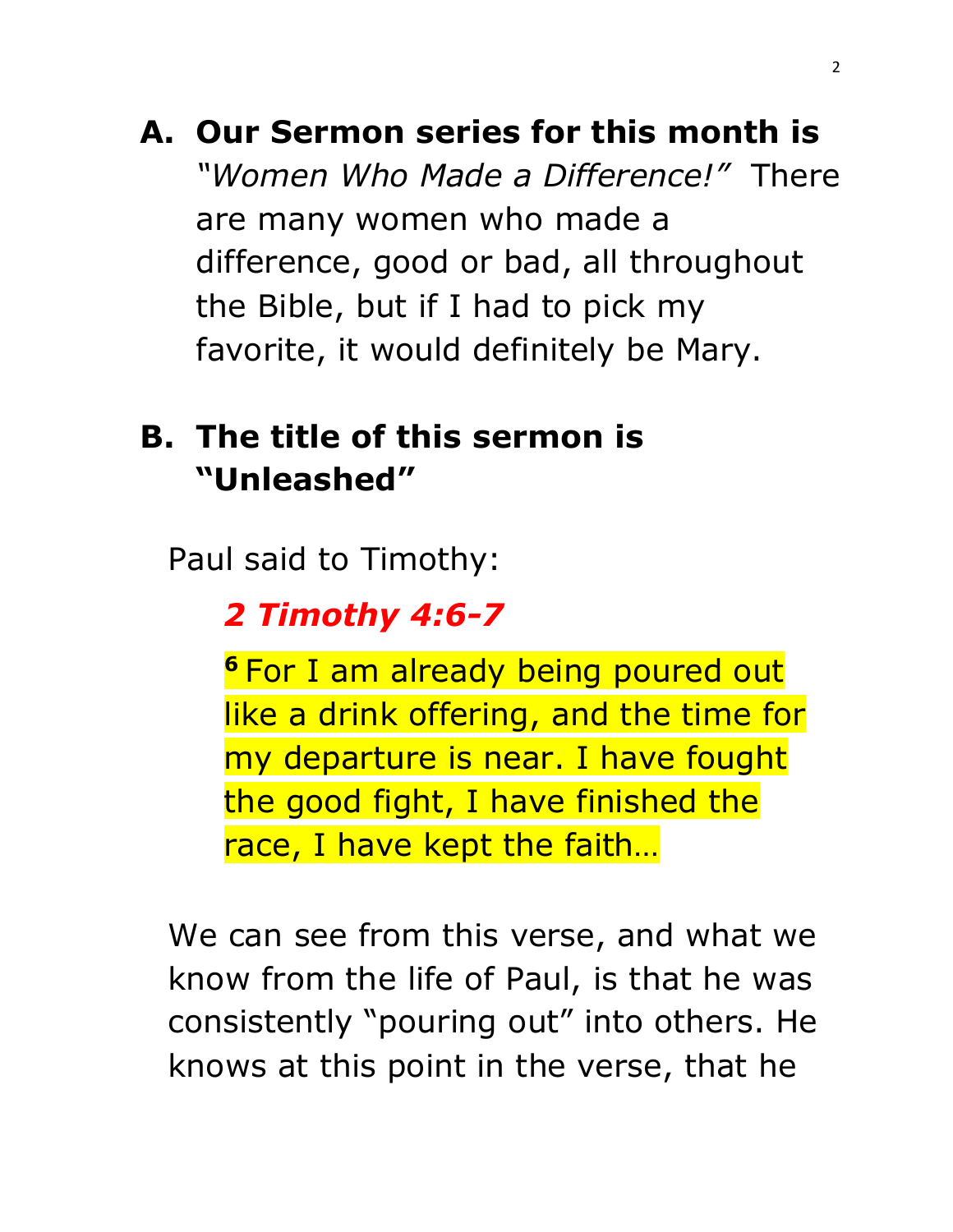**A. Our Sermon series for this month is** *"Women Who Made a Difference!"* There are many women who made a difference, good or bad, all throughout the Bible, but if I had to pick my favorite, it would definitely be Mary.

**B. The title of this sermon is "Unleashed"**

Paul said to Timothy:

***2 Timothy 4:6-7***

**6** For I am already being poured out like a drink offering, and the time for my departure is near. I have fought the good fight, I have finished the race, I have kept the faith…

We can see from this verse, and what we know from the life of Paul, is that he was consistently "pouring out" into others. He knows at this point in the verse, that he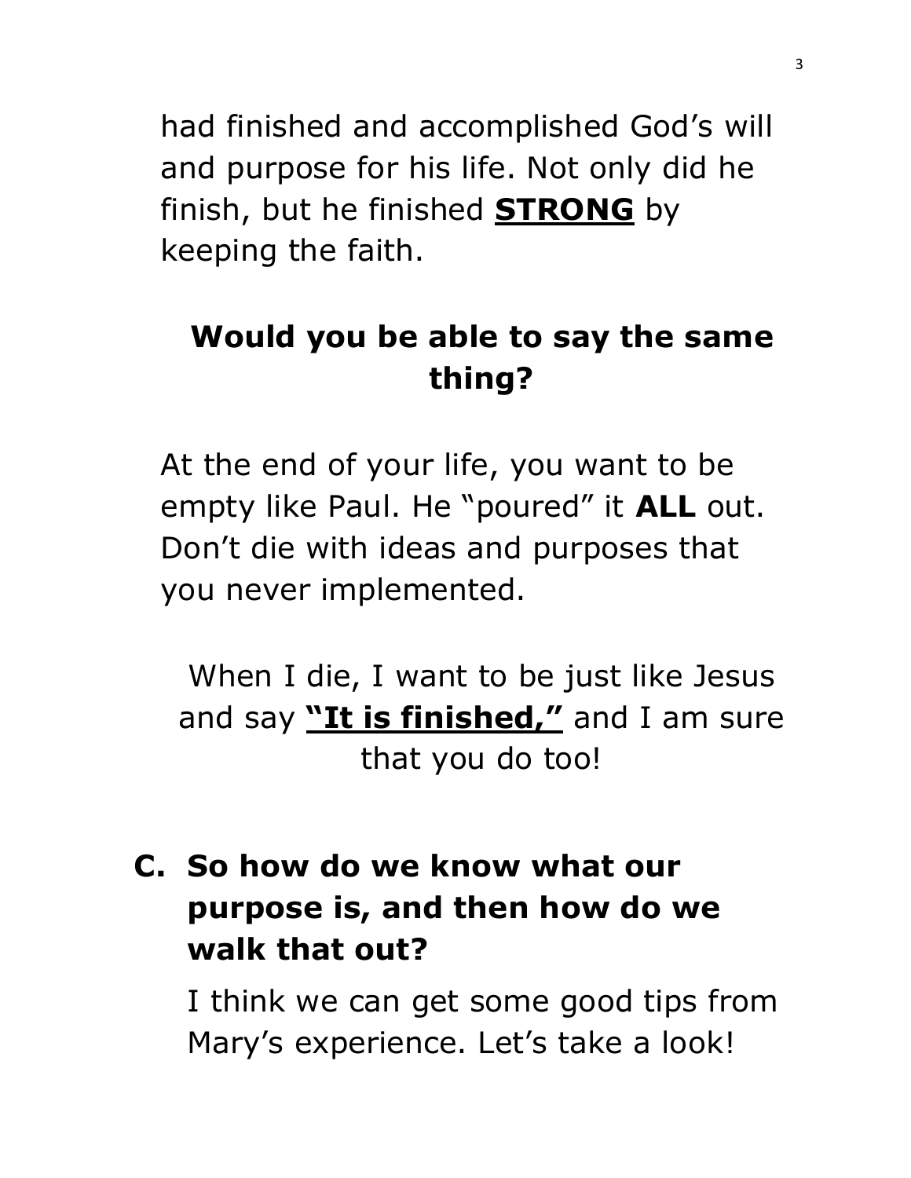had finished and accomplished God's will and purpose for his life. Not only did he finish, but he finished **<u>STRONG</u>** by keeping the faith.

**Would you be able to say the same thing?**

At the end of your life, you want to be empty like Paul. He "poured" it **ALL** out. Don't die with ideas and purposes that you never implemented.

When I die, I want to be just like Jesus and say **<u>"It is finished,"</u>** and I am sure that you do too!

**C. So how do we know what our purpose is, and then how do we walk that out?**

I think we can get some good tips from Mary's experience. Let's take a look!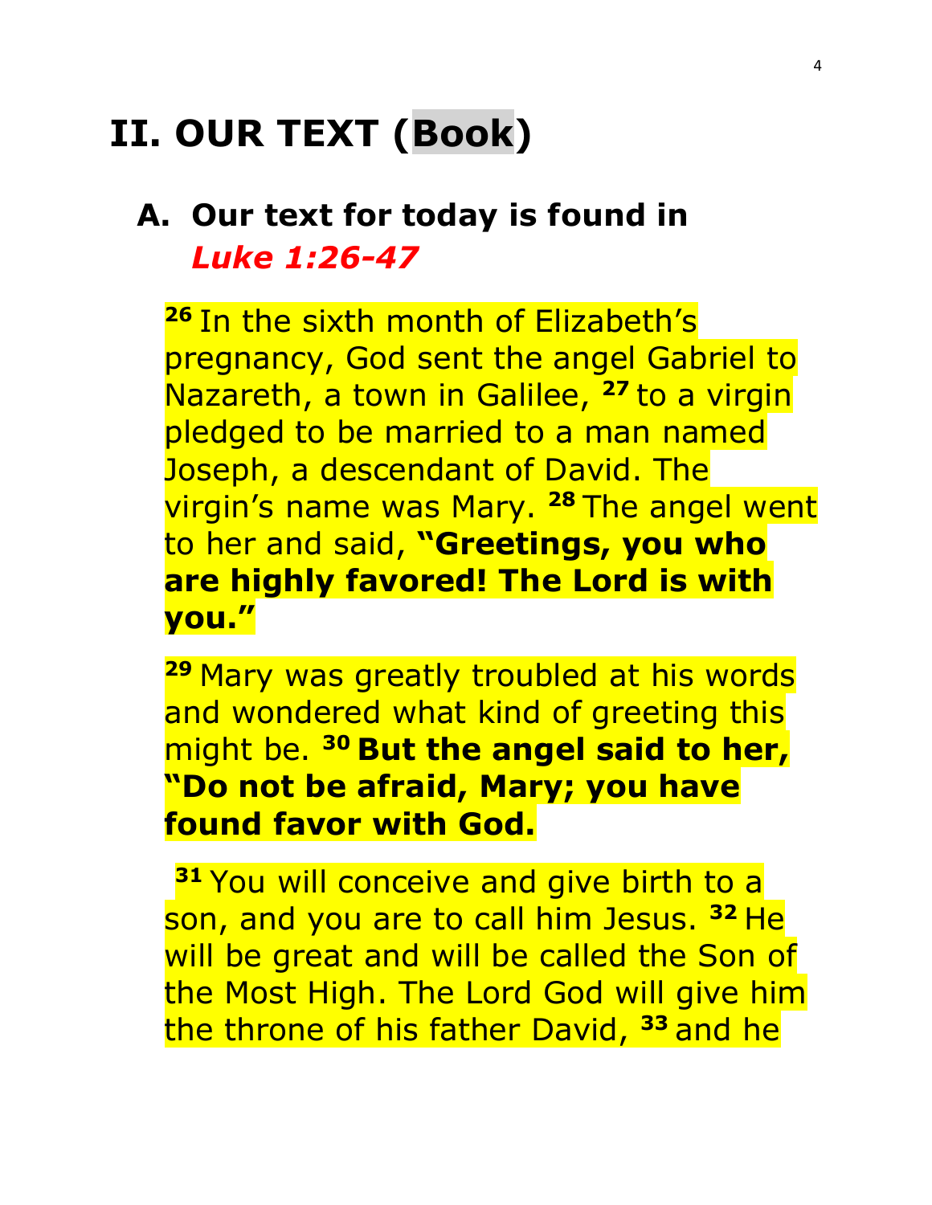# II. OUR TEXT (Book)

## A. Our text for today is found in *Luke 1:26-47*

[26] In the sixth month of Elizabeth's pregnancy, God sent the angel Gabriel to Nazareth, a town in Galilee, [27] to a virgin pledged to be married to a man named Joseph, a descendant of David. The virgin's name was Mary. [28] The angel went to her and said, **"Greetings, you who are highly favored! The Lord is with you."**

[29] Mary was greatly troubled at his words and wondered what kind of greeting this might be. [30] **But the angel said to her, "Do not be afraid, Mary; you have found favor with God.**

[31] You will conceive and give birth to a son, and you are to call him Jesus. [32] He will be great and will be called the Son of the Most High. The Lord God will give him the throne of his father David, [33] and he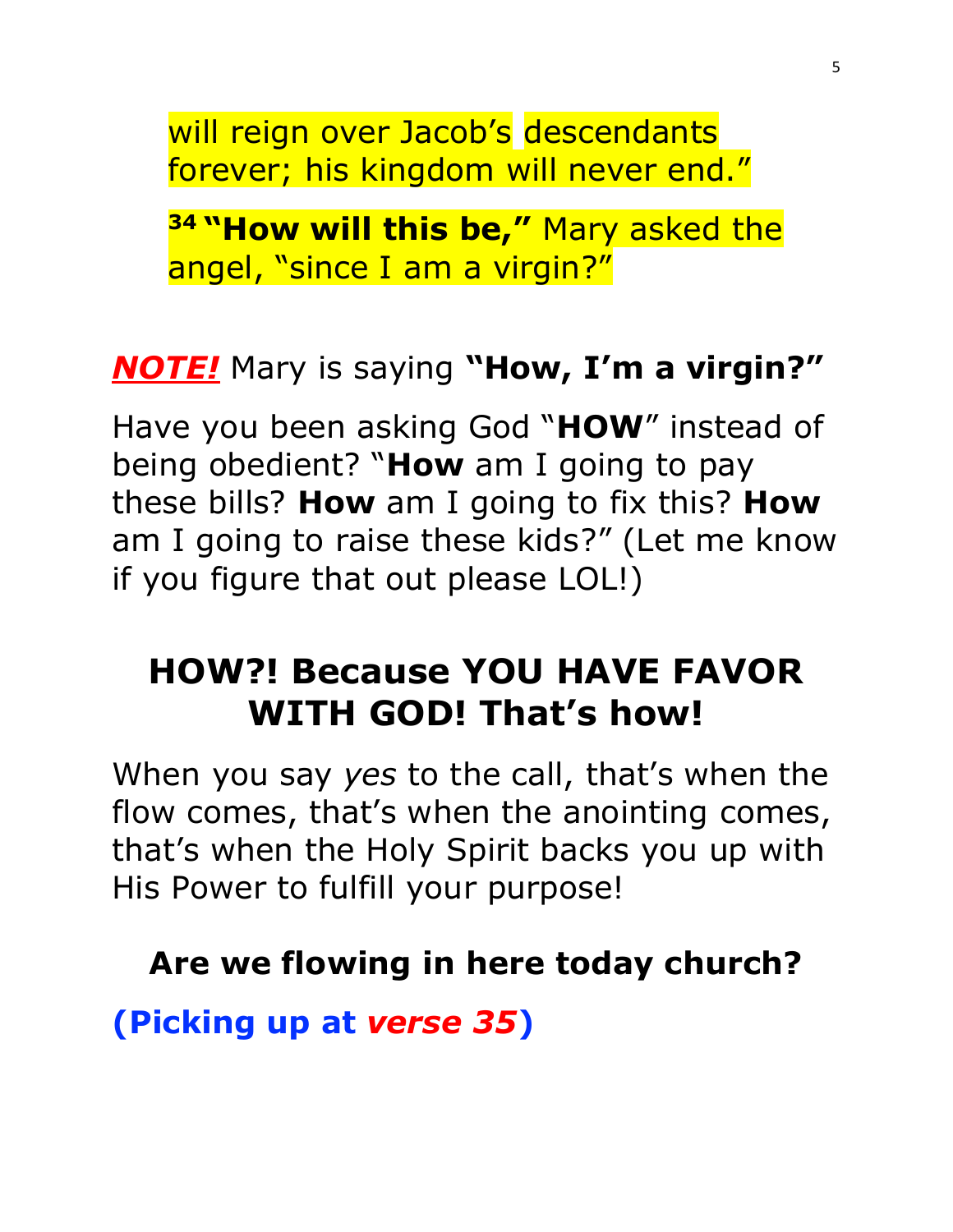will reign over Jacob's descendants forever; his kingdom will never end."

[34] **"How will this be,"** Mary asked the angel, "since I am a virgin?"

***NOTE!*** Mary is saying **"How, I'm a virgin?"**

Have you been asking God "**HOW**" instead of being obedient? "**How** am I going to pay these bills? **How** am I going to fix this? **How** am I going to raise these kids?" (Let me know if you figure that out please LOL!)

## HOW?! Because YOU HAVE FAVOR WITH GOD! That's how!

When you say *yes* to the call, that's when the flow comes, that's when the anointing comes, that's when the Holy Spirit backs you up with His Power to fulfill your purpose!

**Are we flowing in here today church?**

**(Picking up at *verse 35*)**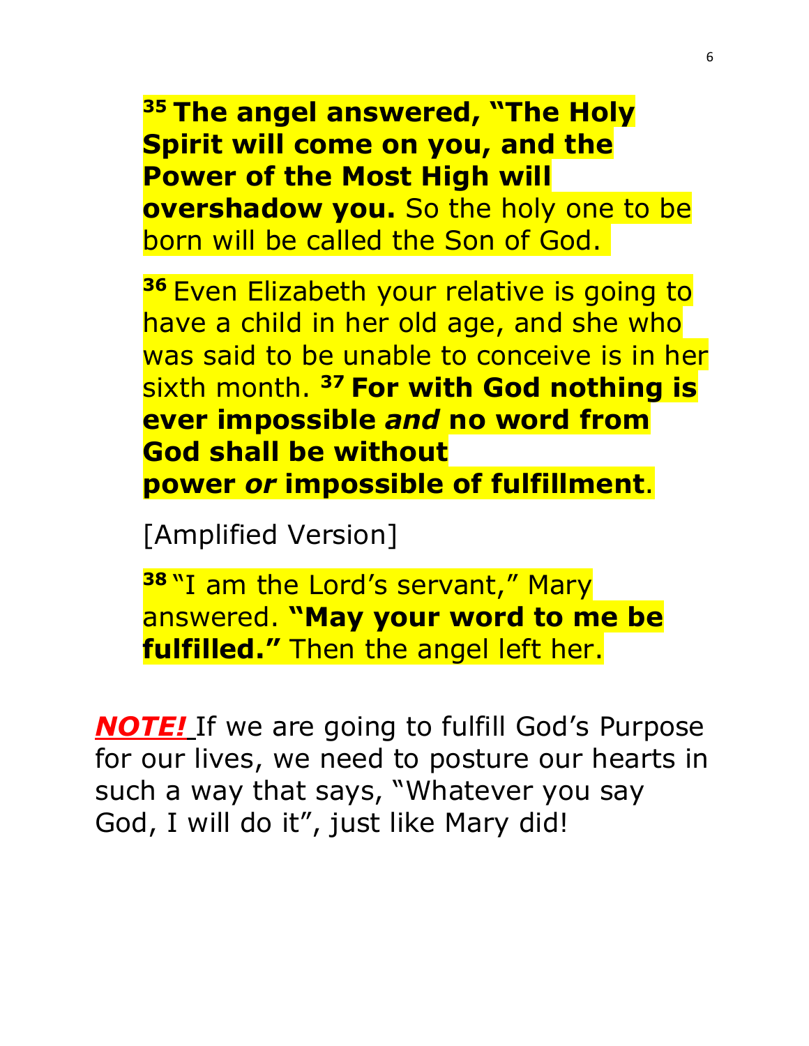[35] **The angel answered, "The Holy Spirit will come on you, and the Power of the Most High will overshadow you.** So the holy one to be born will be called the Son of God.

[36] Even Elizabeth your relative is going to have a child in her old age, and she who was said to be unable to conceive is in her sixth month. [37] **For with God nothing is ever impossible *and* no word from God shall be without power *or* impossible of fulfillment**.

[Amplified Version]

[38] "I am the Lord's servant," Mary answered. **"May your word to me be fulfilled."** Then the angel left her.

***NOTE!*** If we are going to fulfill God's Purpose for our lives, we need to posture our hearts in such a way that says, "Whatever you say God, I will do it", just like Mary did!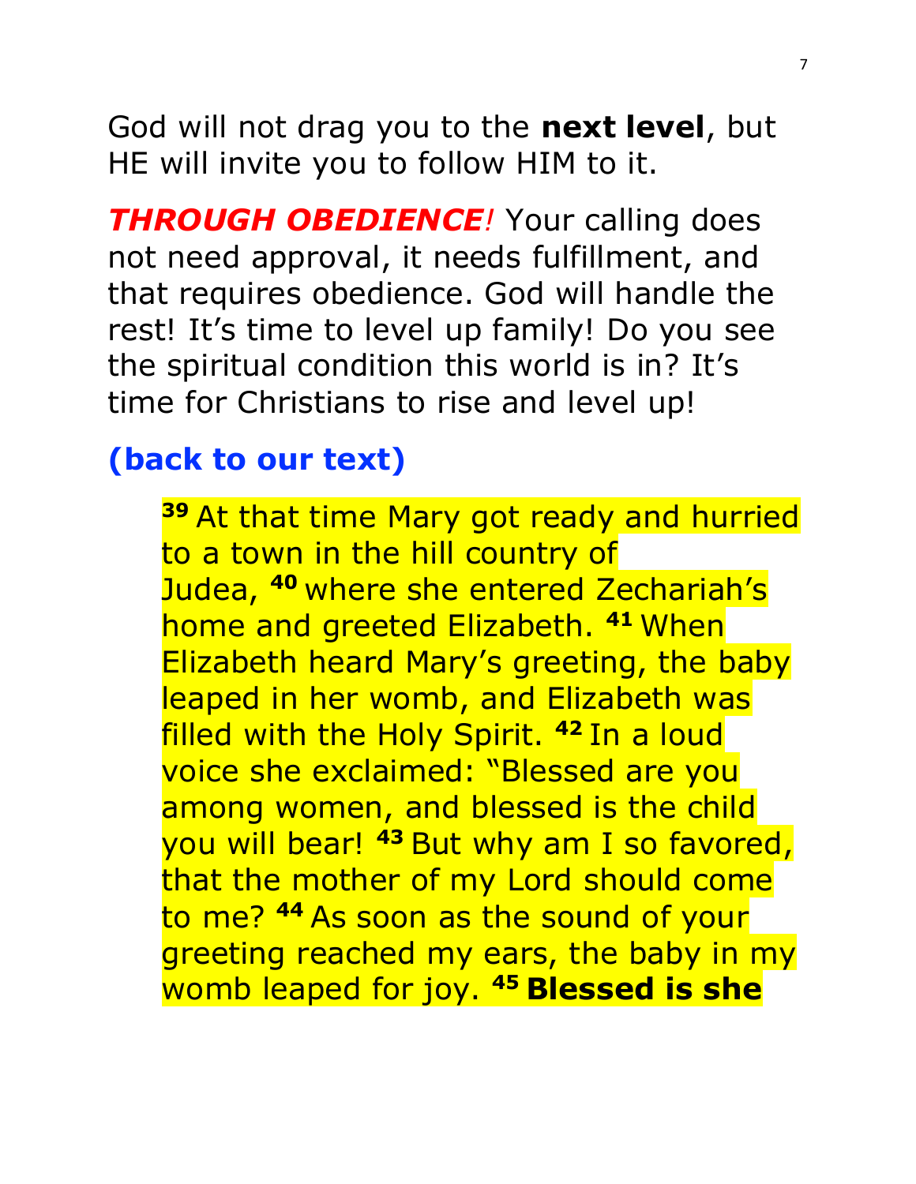God will not drag you to the **next level**, but HE will invite you to follow HIM to it.

***THROUGH OBEDIENCE!*** Your calling does not need approval, it needs fulfillment, and that requires obedience. God will handle the rest! It's time to level up family! Do you see the spiritual condition this world is in? It's time for Christians to rise and level up!

**(back to our text)**

> **39** At that time Mary got ready and hurried to a town in the hill country of Judea, **40** where she entered Zechariah's home and greeted Elizabeth. **41** When Elizabeth heard Mary's greeting, the baby leaped in her womb, and Elizabeth was filled with the Holy Spirit. **42** In a loud voice she exclaimed: "Blessed are you among women, and blessed is the child you will bear! **43** But why am I so favored, that the mother of my Lord should come to me? **44** As soon as the sound of your greeting reached my ears, the baby in my womb leaped for joy. **45 Blessed is she**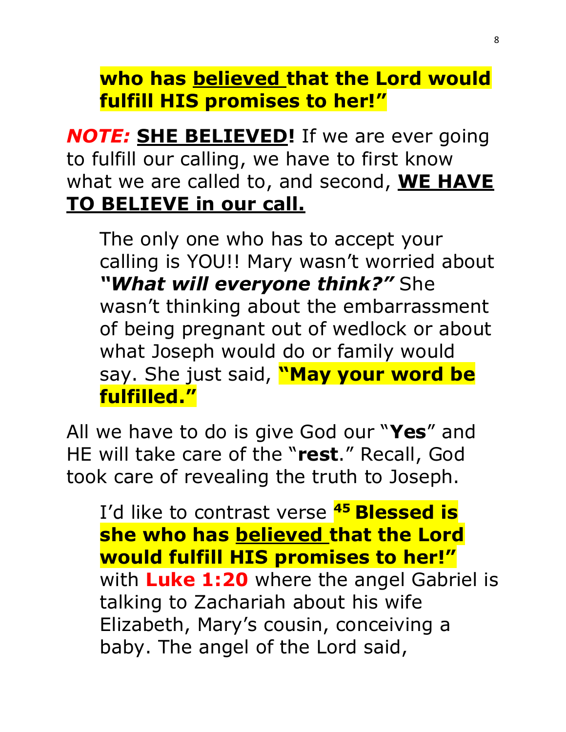**who has <u>believed</u> that the Lord would fulfill HIS promises to her!"**

***NOTE:*** **<u>SHE BELIEVED</u>!** If we are ever going to fulfill our calling, we have to first know what we are called to, and second, **<u>WE HAVE TO BELIEVE in our call.</u>**

The only one who has to accept your calling is YOU!! Mary wasn't worried about ***"What will everyone think?"*** She wasn't thinking about the embarrassment of being pregnant out of wedlock or about what Joseph would do or family would say. She just said, **"May your word be fulfilled."**

All we have to do is give God our "**Yes**" and HE will take care of the "**rest**." Recall, God took care of revealing the truth to Joseph.

I'd like to contrast verse **45 Blessed is she who has <u>believed</u> that the Lord would fulfill HIS promises to her!"** with **Luke 1:20** where the angel Gabriel is talking to Zachariah about his wife Elizabeth, Mary's cousin, conceiving a baby. The angel of the Lord said,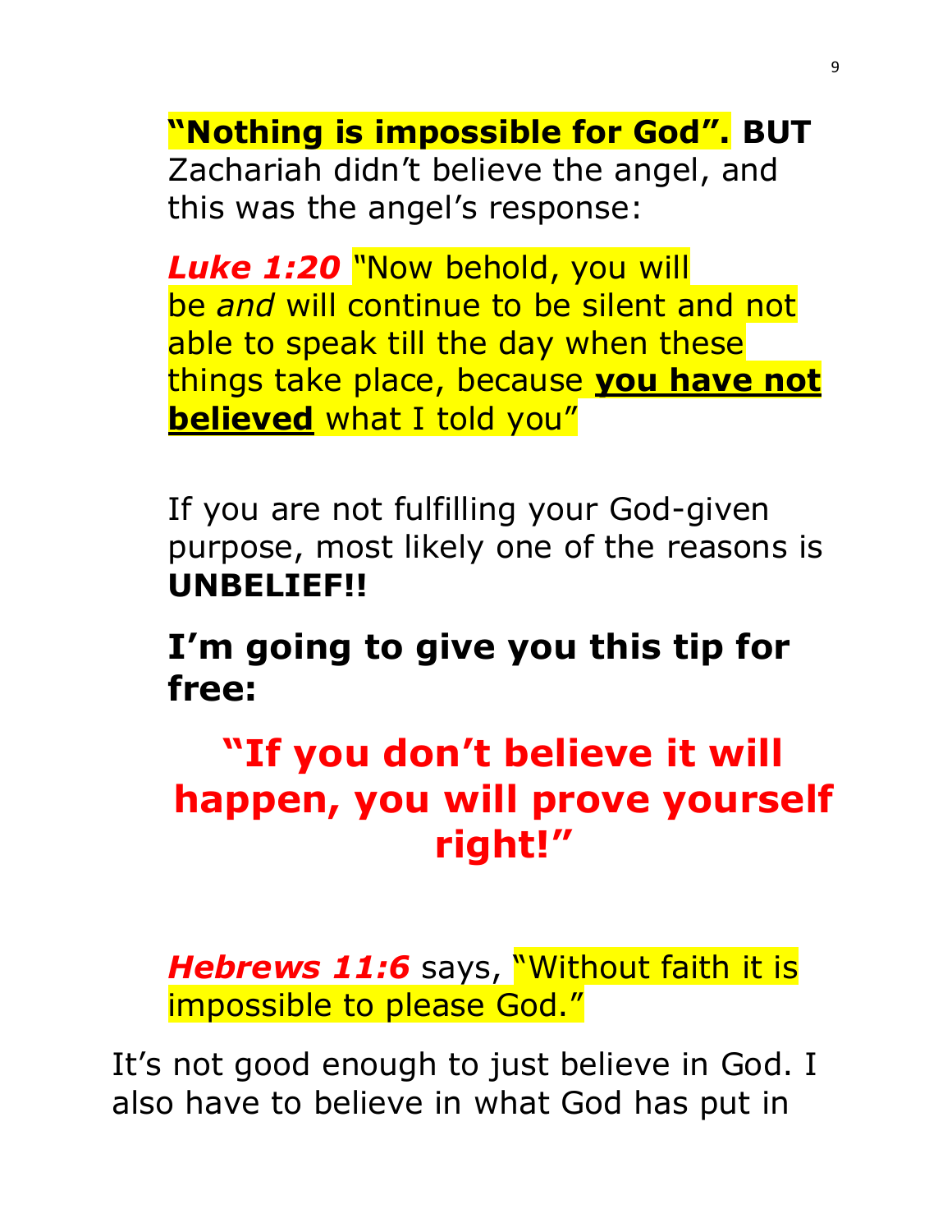**"Nothing is impossible for God".** **BUT** Zachariah didn't believe the angel, and this was the angel's response:

***Luke 1:20*** "Now behold, you will be *and* will continue to be silent and not able to speak till the day when these things take place, because **you have not believed** what I told you"

If you are not fulfilling your God-given purpose, most likely one of the reasons is **UNBELIEF!!**

**I'm going to give you this tip for free:**

**"If you don't believe it will happen, you will prove yourself right!"**

***Hebrews 11:6*** says, "Without faith it is impossible to please God."

It's not good enough to just believe in God. I also have to believe in what God has put in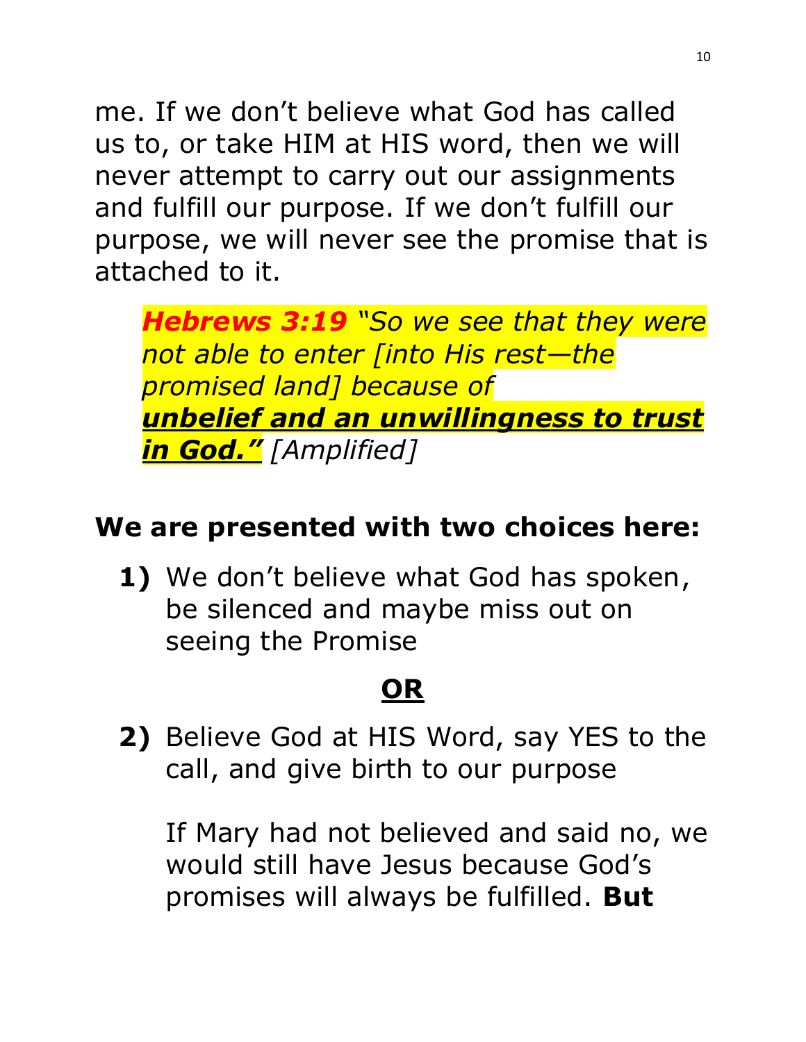me. If we don't believe what God has called us to, or take HIM at HIS word, then we will never attempt to carry out our assignments and fulfill our purpose. If we don't fulfill our purpose, we will never see the promise that is attached to it.

> ***Hebrews 3:19*** *"So we see that they were not able to enter [into His rest—the promised land] because of* ***unbelief and an unwillingness to trust in God."*** *[Amplified]*

**We are presented with two choices here:**

**1)** We don't believe what God has spoken, be silenced and maybe miss out on seeing the Promise

**OR**

**2)** Believe God at HIS Word, say YES to the call, and give birth to our purpose

If Mary had not believed and said no, we would still have Jesus because God's promises will always be fulfilled. **But**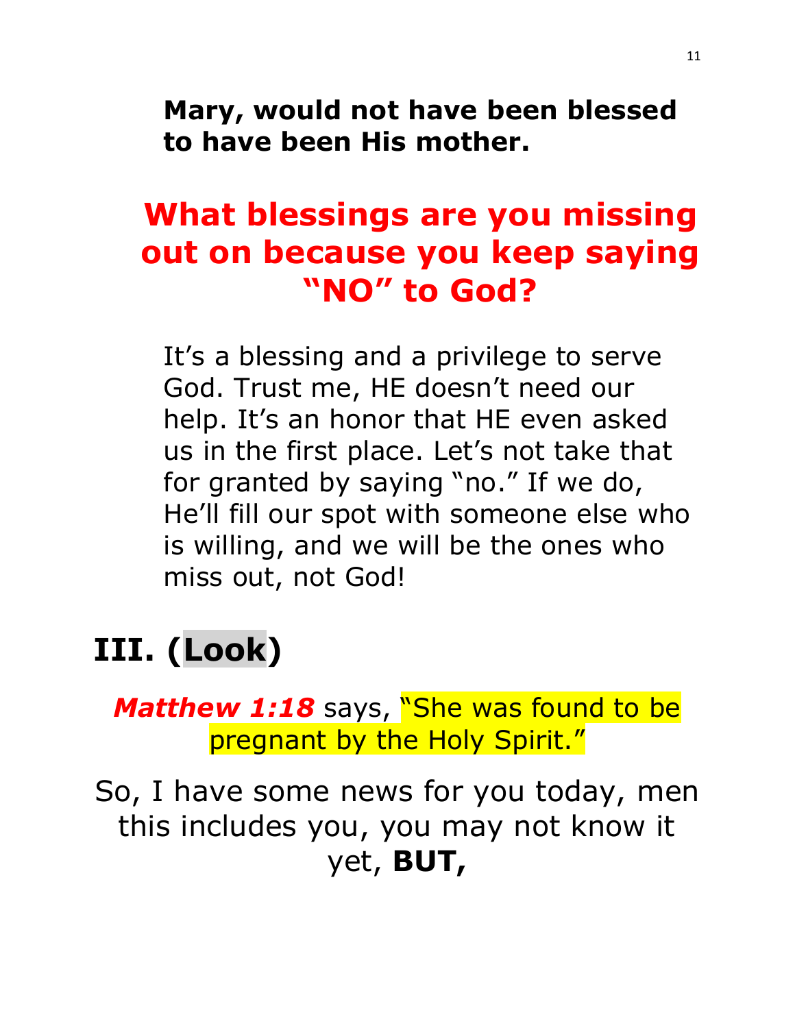**Mary, would not have been blessed to have been His mother.**

## What blessings are you missing out on because you keep saying "NO" to God?

It's a blessing and a privilege to serve God. Trust me, HE doesn't need our help. It's an honor that HE even asked us in the first place. Let's not take that for granted by saying "no." If we do, He'll fill our spot with someone else who is willing, and we will be the ones who miss out, not God!

# III. (Look)

***Matthew 1:18*** says, "She was found to be pregnant by the Holy Spirit."

So, I have some news for you today, men this includes you, you may not know it yet, **BUT,**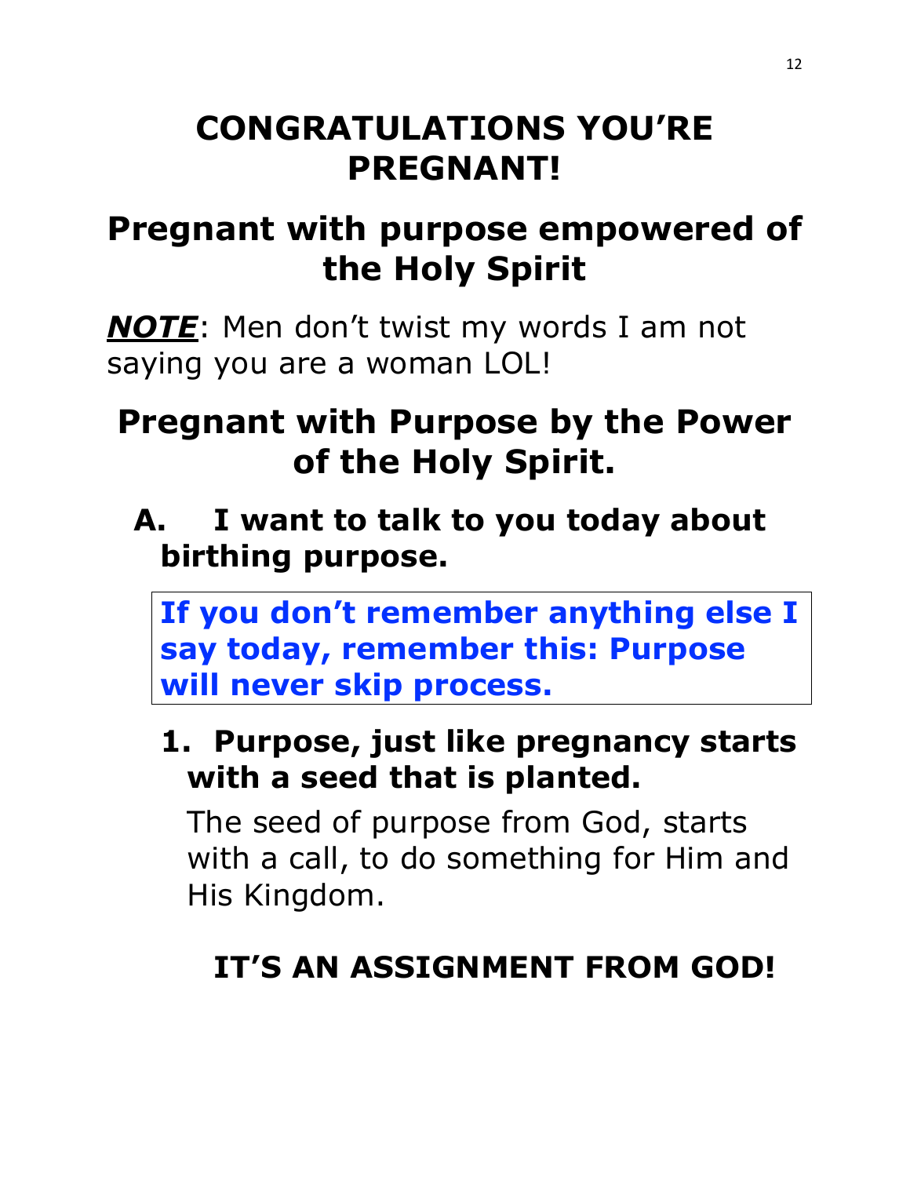# CONGRATULATIONS YOU'RE PREGNANT!

## Pregnant with purpose empowered of the Holy Spirit

***NOTE***: Men don't twist my words I am not saying you are a woman LOL!

## Pregnant with Purpose by the Power of the Holy Spirit.

**A. I want to talk to you today about birthing purpose.**

**If you don't remember anything else I say today, remember this: Purpose will never skip process.**

**1. Purpose, just like pregnancy starts with a seed that is planted.**

The seed of purpose from God, starts with a call, to do something for Him and His Kingdom.

**IT'S AN ASSIGNMENT FROM GOD!**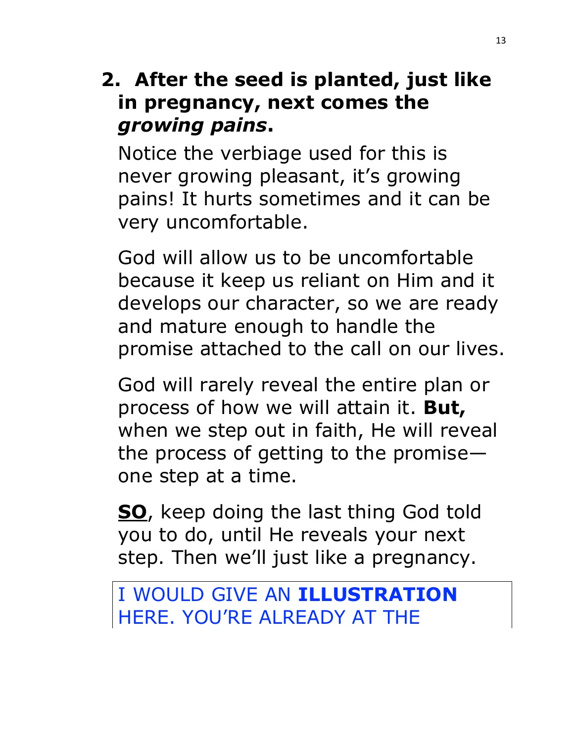**2. After the seed is planted, just like in pregnancy, next comes the *growing pains*.**

Notice the verbiage used for this is never growing pleasant, it's growing pains! It hurts sometimes and it can be very uncomfortable.

God will allow us to be uncomfortable because it keep us reliant on Him and it develops our character, so we are ready and mature enough to handle the promise attached to the call on our lives.

God will rarely reveal the entire plan or process of how we will attain it. **But,** when we step out in faith, He will reveal the process of getting to the promise—one step at a time.

<u>**SO**</u>, keep doing the last thing God told you to do, until He reveals your next step. Then we'll just like a pregnancy.

I WOULD GIVE AN **ILLUSTRATION** HERE. YOU'RE ALREADY AT THE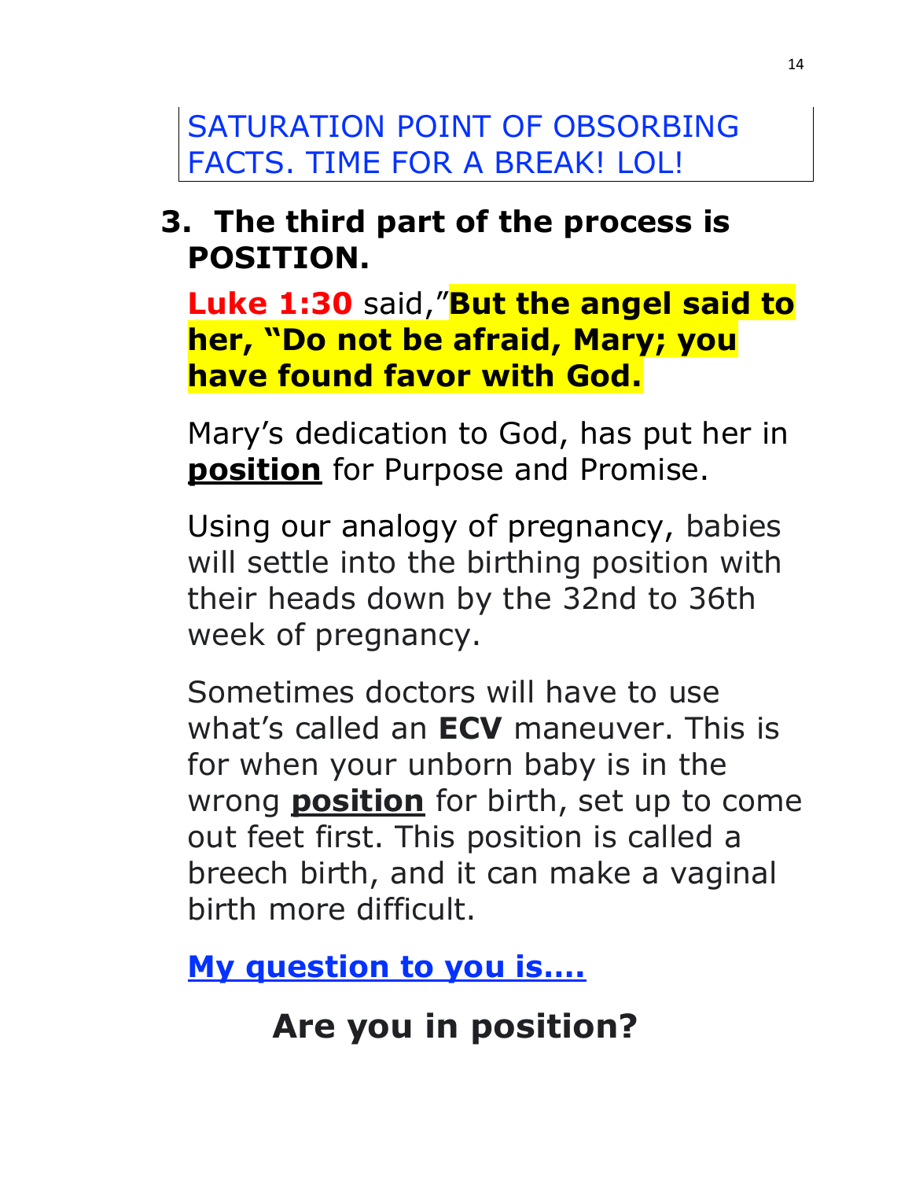SATURATION POINT OF OBSORBING FACTS. TIME FOR A BREAK! LOL!

3. **The third part of the process is POSITION.**

   **Luke 1:30** said,"**But the angel said to her, "Do not be afraid, Mary; you have found favor with God.**

   Mary's dedication to God, has put her in **position** for Purpose and Promise.

   Using our analogy of pregnancy, babies will settle into the birthing position with their heads down by the 32nd to 36th week of pregnancy.

   Sometimes doctors will have to use what's called an **ECV** maneuver. This is for when your unborn baby is in the wrong **position** for birth, set up to come out feet first. This position is called a breech birth, and it can make a vaginal birth more difficult.

   **My question to you is....**

## Are you in position?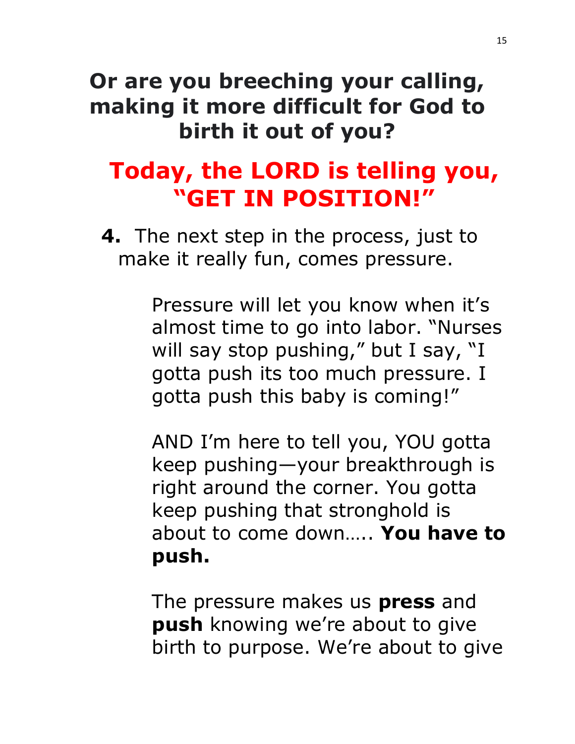**Or are you breeching your calling, making it more difficult for God to birth it out of you?**

**Today, the LORD is telling you, “GET IN POSITION!”**

**4.** The next step in the process, just to make it really fun, comes pressure.

Pressure will let you know when it’s almost time to go into labor. “Nurses will say stop pushing,” but I say, “I gotta push its too much pressure. I gotta push this baby is coming!”

AND I’m here to tell you, YOU gotta keep pushing—your breakthrough is right around the corner. You gotta keep pushing that stronghold is about to come down….. **You have to push.**

The pressure makes us **press** and **push** knowing we’re about to give birth to purpose. We’re about to give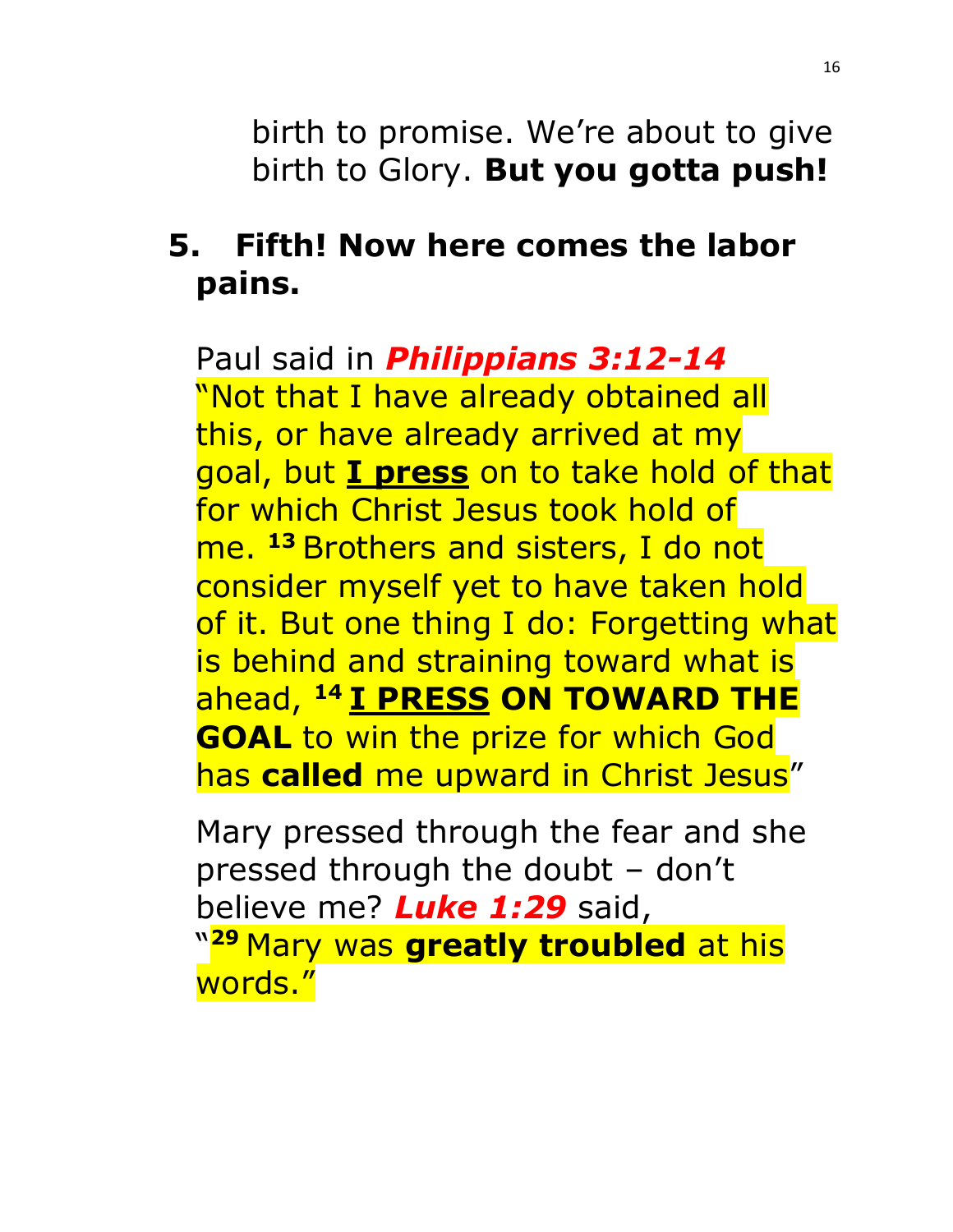birth to promise. We're about to give birth to Glory. **But you gotta push!**

**5. Fifth! Now here comes the labor pains.**

Paul said in ***Philippians 3:12-14*** "Not that I have already obtained all this, or have already arrived at my goal, but **I press** on to take hold of that for which Christ Jesus took hold of me. **13** Brothers and sisters, I do not consider myself yet to have taken hold of it. But one thing I do: Forgetting what is behind and straining toward what is ahead, **14** **I PRESS ON TOWARD THE GOAL** to win the prize for which God has **called** me upward in Christ Jesus"

Mary pressed through the fear and she pressed through the doubt – don't believe me? ***Luke 1:29*** said, "**29** Mary was **greatly troubled** at his words."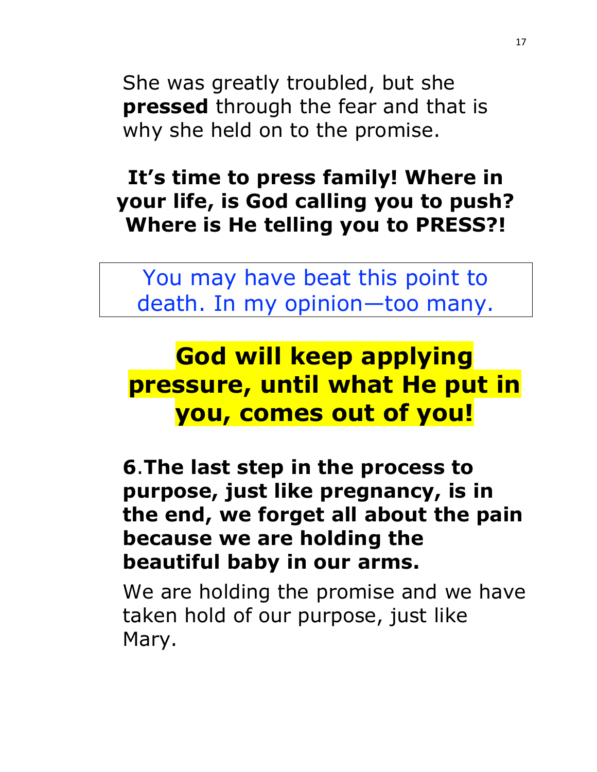She was greatly troubled, but she **pressed** through the fear and that is why she held on to the promise.

**It's time to press family! Where in your life, is God calling you to push? Where is He telling you to PRESS?!**

You may have beat this point to death. In my opinion—too many.

**God will keep applying pressure, until what He put in you, comes out of you!**

**6**.**The last step in the process to purpose, just like pregnancy, is in the end, we forget all about the pain because we are holding the beautiful baby in our arms.**

We are holding the promise and we have taken hold of our purpose, just like Mary.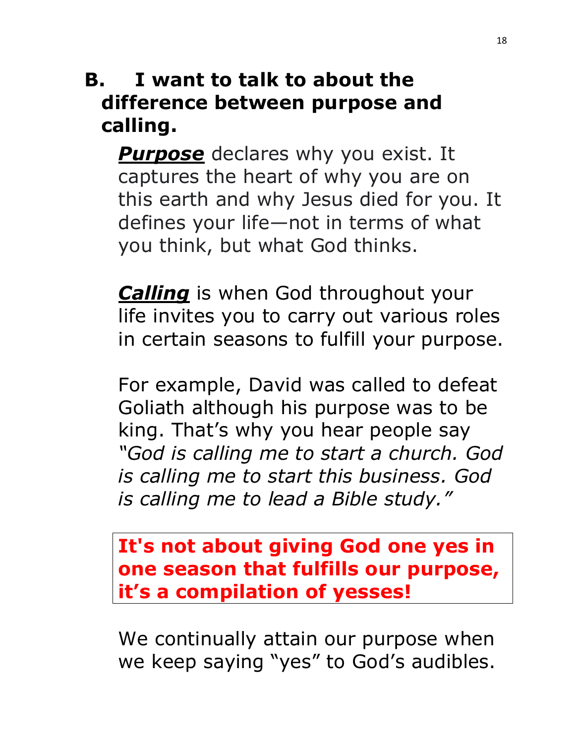## B. I want to talk to about the difference between purpose and calling.

***Purpose*** declares why you exist. It captures the heart of why you are on this earth and why Jesus died for you. It defines your life—not in terms of what you think, but what God thinks.

***Calling*** is when God throughout your life invites you to carry out various roles in certain seasons to fulfill your purpose.

For example, David was called to defeat Goliath although his purpose was to be king. That's why you hear people say *"God is calling me to start a church. God is calling me to start this business. God is calling me to lead a Bible study."*

**It's not about giving God one yes in one season that fulfills our purpose, it's a compilation of yesses!**

We continually attain our purpose when we keep saying "yes" to God's audibles.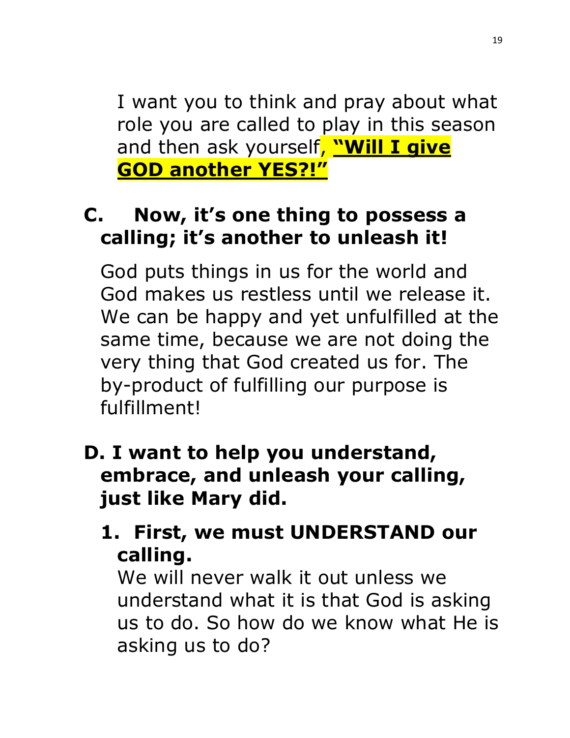I want you to think and pray about what role you are called to play in this season and then ask yourself, **"Will I give GOD another YES?!"**

**C. Now, it's one thing to possess a calling; it's another to unleash it!**

God puts things in us for the world and God makes us restless until we release it. We can be happy and yet unfulfilled at the same time, because we are not doing the very thing that God created us for. The by-product of fulfilling our purpose is fulfillment!

**D. I want to help you understand, embrace, and unleash your calling, just like Mary did.**

**1. First, we must UNDERSTAND our calling.**

We will never walk it out unless we understand what it is that God is asking us to do. So how do we know what He is asking us to do?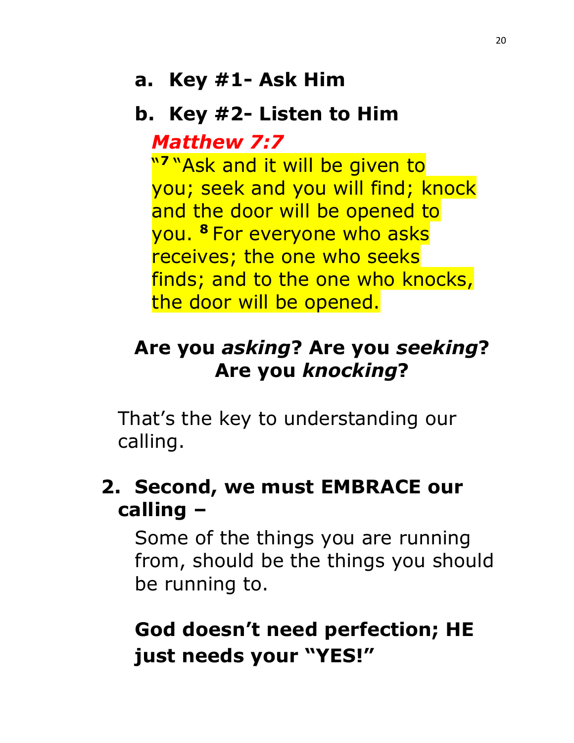a. **Key #1- Ask Him**

b. **Key #2- Listen to Him**

*Matthew 7:7*

"[7] "Ask and it will be given to you; seek and you will find; knock and the door will be opened to you. [8] For everyone who asks receives; the one who seeks finds; and to the one who knocks, the door will be opened.

**Are you *asking*? Are you *seeking*? Are you *knocking*?**

That's the key to understanding our calling.

2. **Second, we must EMBRACE our calling –**

Some of the things you are running from, should be the things you should be running to.

**God doesn't need perfection; HE just needs your "YES!"**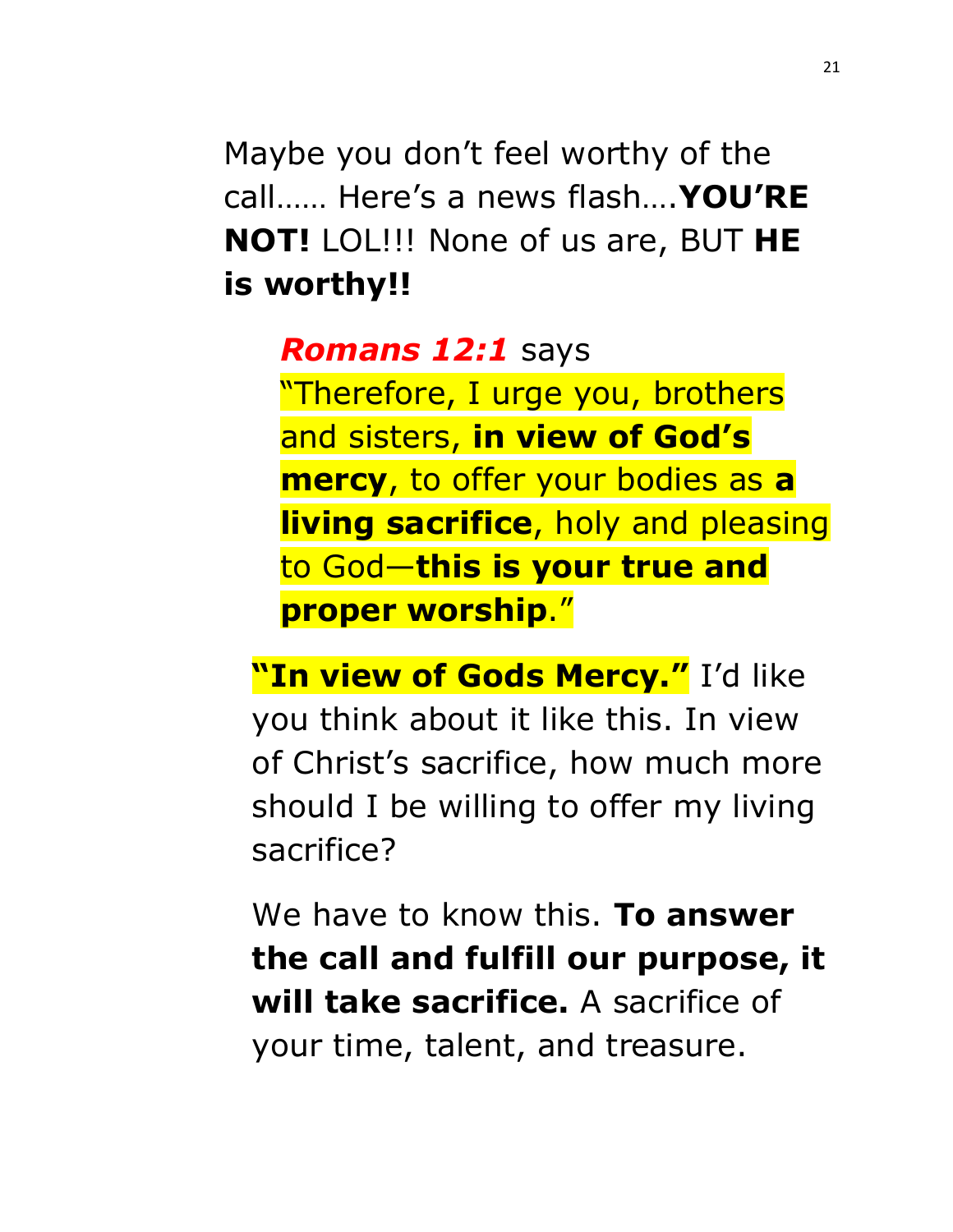Maybe you don't feel worthy of the call…… Here's a news flash….**YOU'RE NOT!** LOL!!! None of us are, BUT **HE is worthy!!**

> ***Romans 12:1*** says "Therefore, I urge you, brothers and sisters, **in view of God's mercy**, to offer your bodies as **a living sacrifice**, holy and pleasing to God—**this is your true and proper worship**."

**"In view of Gods Mercy."** I'd like you think about it like this. In view of Christ's sacrifice, how much more should I be willing to offer my living sacrifice?

We have to know this. **To answer the call and fulfill our purpose, it will take sacrifice.** A sacrifice of your time, talent, and treasure.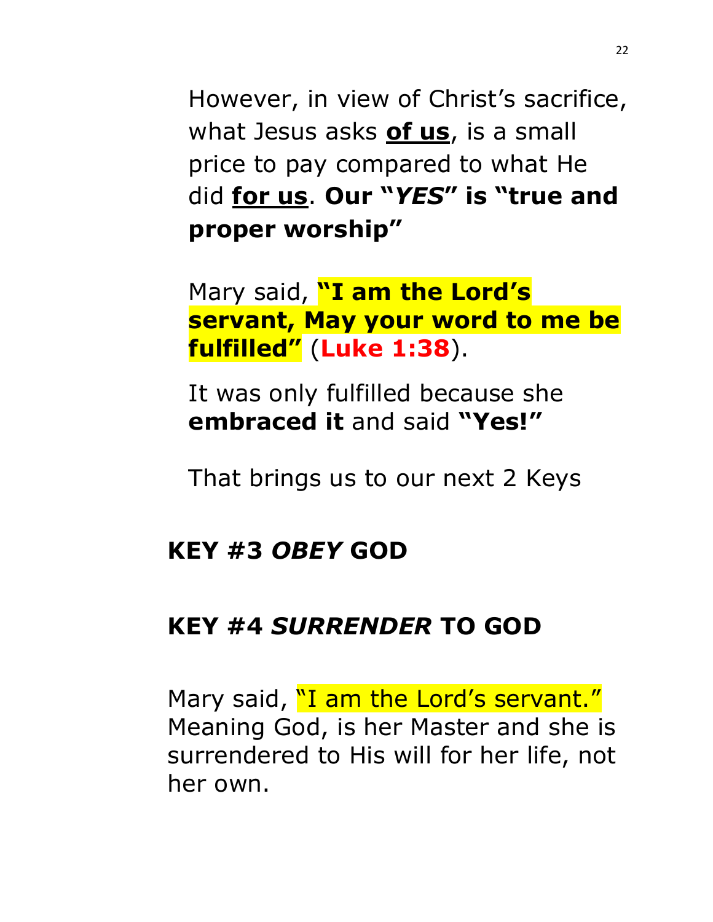However, in view of Christ's sacrifice, what Jesus asks **of us**, is a small price to pay compared to what He did **for us**. **Our "*YES*" is "true and proper worship"**

Mary said, **"I am the Lord's servant, May your word to me be fulfilled"** (**Luke 1:38**).

It was only fulfilled because she **embraced it** and said **"Yes!"**

That brings us to our next 2 Keys

## KEY #3 *OBEY* GOD

## KEY #4 *SURRENDER* TO GOD

Mary said, "I am the Lord's servant." Meaning God, is her Master and she is surrendered to His will for her life, not her own.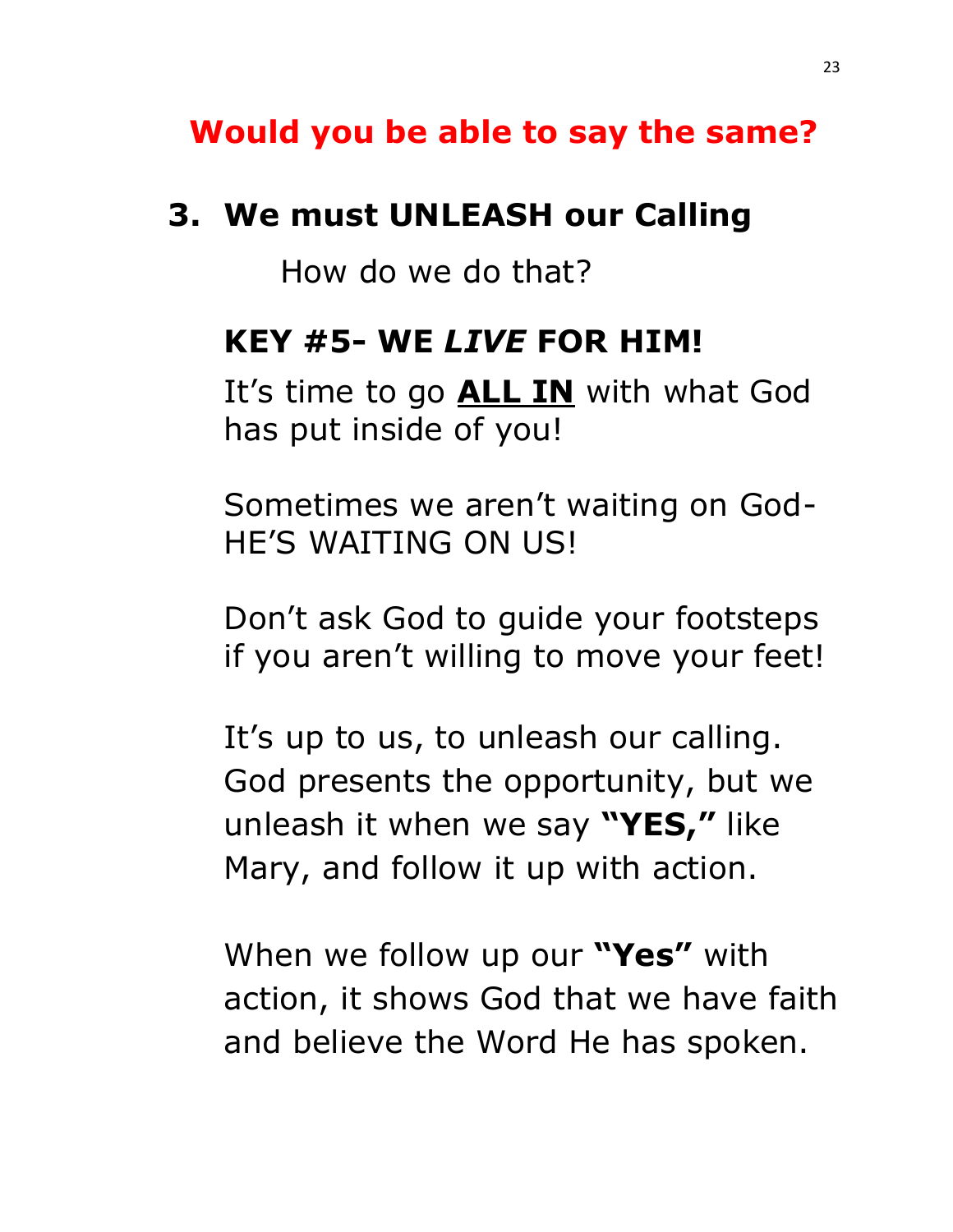**Would you be able to say the same?**

## 3. We must UNLEASH our Calling

How do we do that?

### KEY #5- WE *LIVE* FOR HIM!

It's time to go **<u>ALL IN</u>** with what God has put inside of you!

Sometimes we aren't waiting on God-HE'S WAITING ON US!

Don't ask God to guide your footsteps if you aren't willing to move your feet!

It's up to us, to unleash our calling. God presents the opportunity, but we unleash it when we say **"YES,"** like Mary, and follow it up with action.

When we follow up our **"Yes"** with action, it shows God that we have faith and believe the Word He has spoken.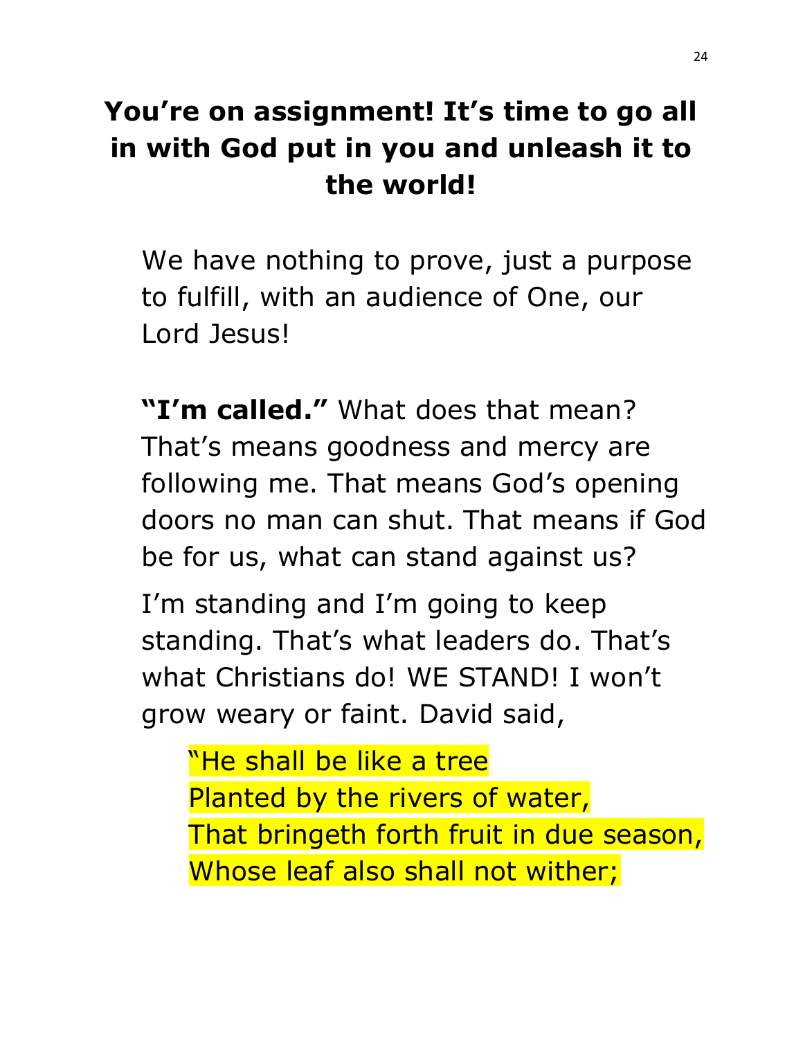## You're on assignment! It's time to go all in with God put in you and unleash it to the world!

We have nothing to prove, just a purpose to fulfill, with an audience of One, our Lord Jesus!

**"I'm called."** What does that mean? That's means goodness and mercy are following me. That means God's opening doors no man can shut. That means if God be for us, what can stand against us?

I'm standing and I'm going to keep standing. That's what leaders do. That's what Christians do! WE STAND! I won't grow weary or faint. David said,

> "He shall be like a tree
> Planted by the rivers of water,
> That bringeth forth fruit in due season,
> Whose leaf also shall not wither;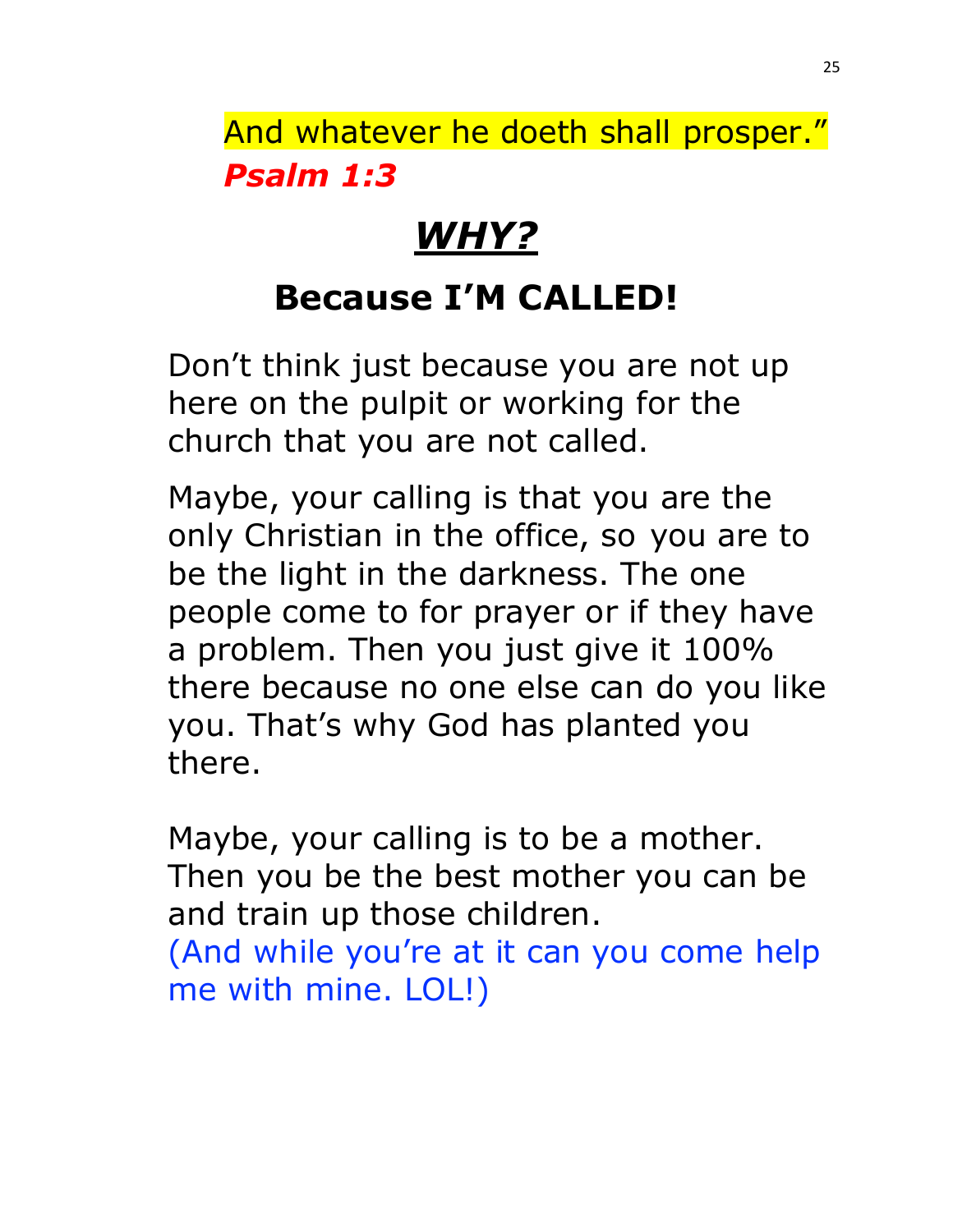And whatever he doeth shall prosper."
***Psalm 1:3***

## ***WHY?***

## Because I'M CALLED!

Don't think just because you are not up here on the pulpit or working for the church that you are not called.

Maybe, your calling is that you are the only Christian in the office, so you are to be the light in the darkness. The one people come to for prayer or if they have a problem. Then you just give it 100% there because no one else can do you like you. That's why God has planted you there.

Maybe, your calling is to be a mother. Then you be the best mother you can be and train up those children.
(And while you're at it can you come help me with mine. LOL!)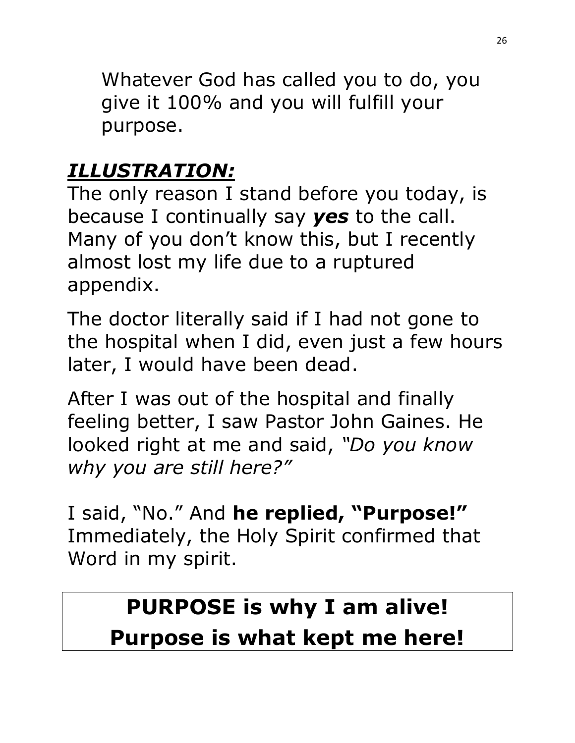Whatever God has called you to do, you give it 100% and you will fulfill your purpose.

***ILLUSTRATION:***

The only reason I stand before you today, is because I continually say ***yes*** to the call. Many of you don't know this, but I recently almost lost my life due to a ruptured appendix.

The doctor literally said if I had not gone to the hospital when I did, even just a few hours later, I would have been dead.

After I was out of the hospital and finally feeling better, I saw Pastor John Gaines. He looked right at me and said, *"Do you know why you are still here?"*

I said, "No." And **he replied, "Purpose!"** Immediately, the Holy Spirit confirmed that Word in my spirit.

**PURPOSE is why I am alive!**
**Purpose is what kept me here!**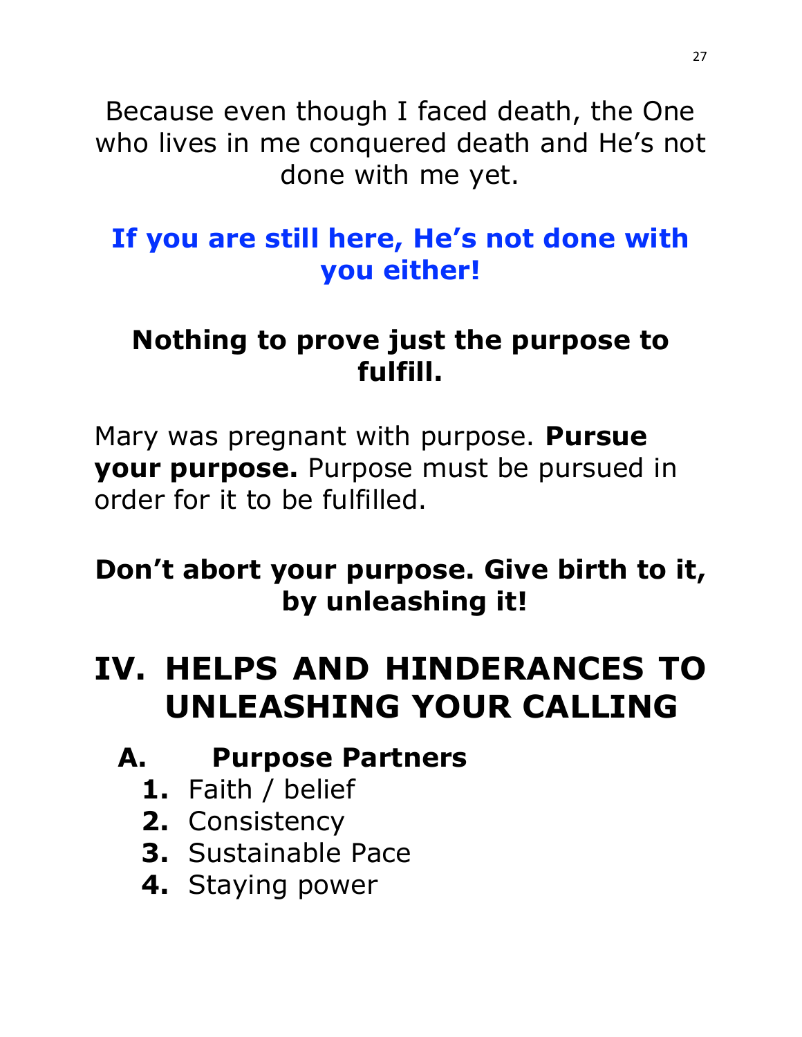Because even though I faced death, the One who lives in me conquered death and He's not done with me yet.

**If you are still here, He's not done with you either!**

**Nothing to prove just the purpose to fulfill.**

Mary was pregnant with purpose. **Pursue your purpose.** Purpose must be pursued in order for it to be fulfilled.

**Don't abort your purpose. Give birth to it, by unleashing it!**

# IV. HELPS AND HINDERANCES TO UNLEASHING YOUR CALLING

## A. Purpose Partners

1. Faith / belief
2. Consistency
3. Sustainable Pace
4. Staying power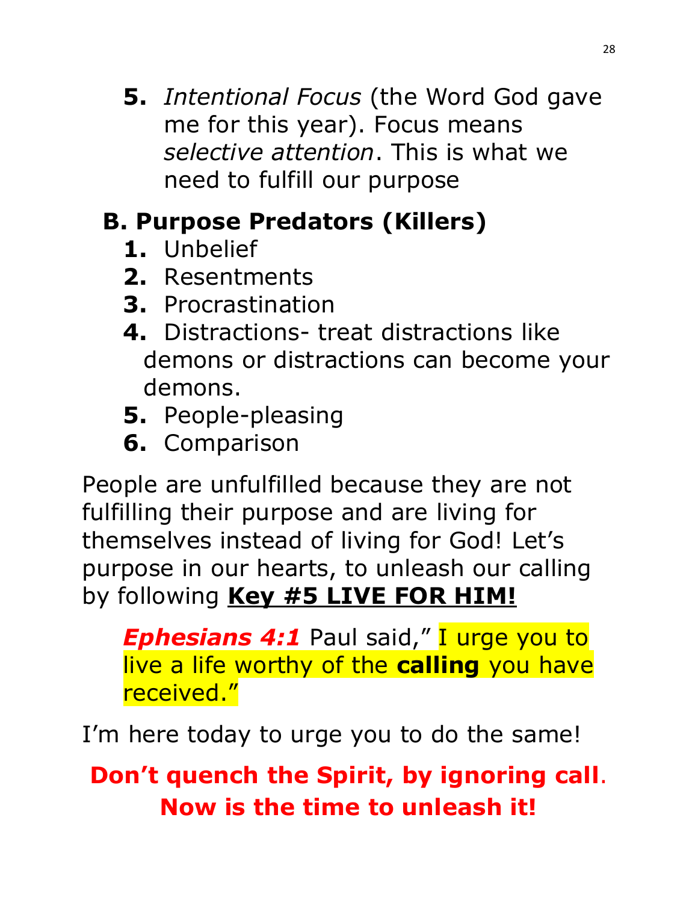5. *Intentional Focus* (the Word God gave me for this year). Focus means *selective attention*. This is what we need to fulfill our purpose

## B. Purpose Predators (Killers)

1. Unbelief
2. Resentments
3. Procrastination
4. Distractions- treat distractions like demons or distractions can become your demons.
5. People-pleasing
6. Comparison

People are unfulfilled because they are not fulfilling their purpose and are living for themselves instead of living for God! Let's purpose in our hearts, to unleash our calling by following **Key #5 LIVE FOR HIM!**

> ***Ephesians 4:1*** Paul said," I urge you to live a life worthy of the **calling** you have received."

I'm here today to urge you to do the same!

**Don't quench the Spirit, by ignoring call. Now is the time to unleash it!**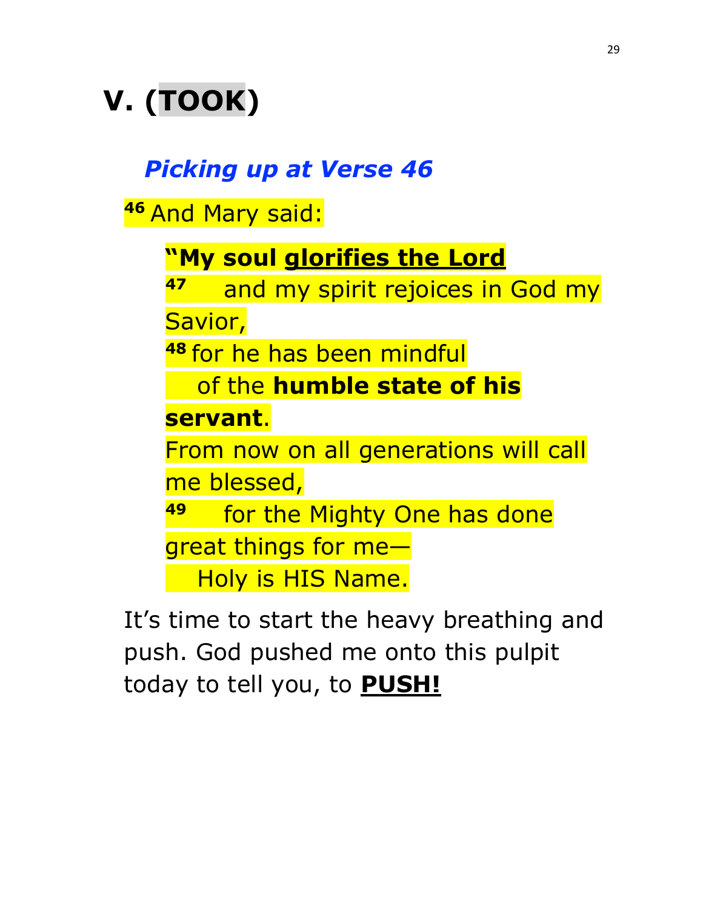# V. (TOOK)

***Picking up at Verse 46***

[46] And Mary said:

> **"My soul glorifies the Lord**
> [47] and my spirit rejoices in God my Savior,
> [48] for he has been mindful
> of the **humble state of his servant**.
> From now on all generations will call me blessed,
> [49] for the Mighty One has done great things for me—
> Holy is HIS Name.

It's time to start the heavy breathing and push. God pushed me onto this pulpit today to tell you, to **PUSH!**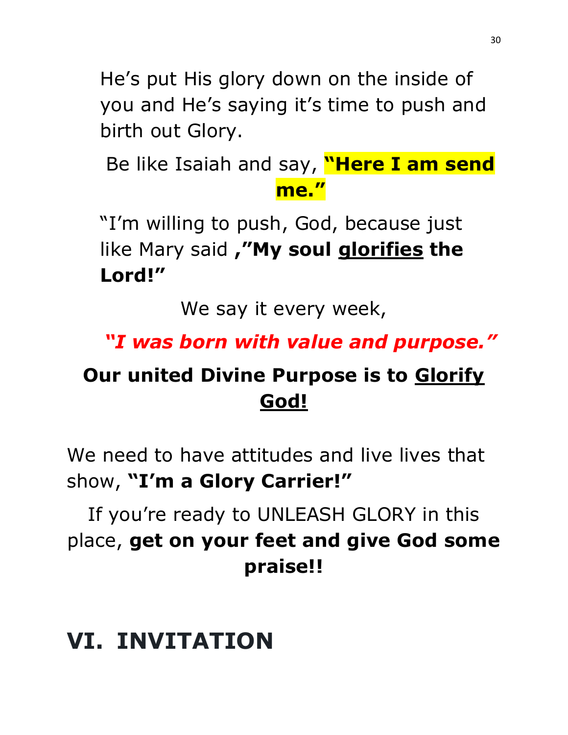He's put His glory down on the inside of you and He's saying it's time to push and birth out Glory.

Be like Isaiah and say, **"Here I am send me."**

"I'm willing to push, God, because just like Mary said **,"My soul glorifies the Lord!"**

We say it every week,

***"I was born with value and purpose."***

**Our united Divine Purpose is to Glorify God!**

We need to have attitudes and live lives that show, **"I'm a Glory Carrier!"**

If you're ready to UNLEASH GLORY in this place, **get on your feet and give God some praise!!**

# VI. INVITATION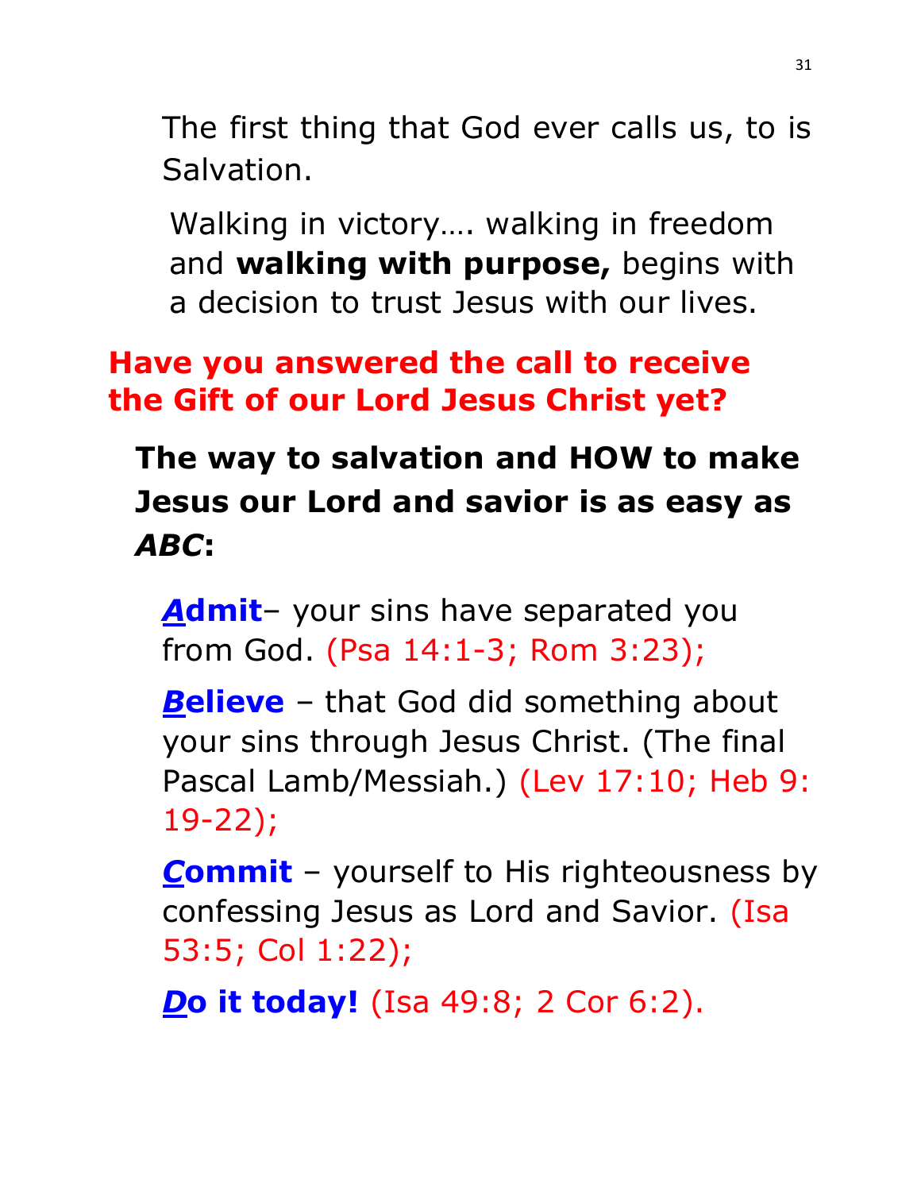The first thing that God ever calls us, to is Salvation.

Walking in victory…. walking in freedom and **walking with purpose,** begins with a decision to trust Jesus with our lives.

**Have you answered the call to receive the Gift of our Lord Jesus Christ yet?**

**The way to salvation and HOW to make Jesus our Lord and savior is as easy as *ABC*:**

***A*dmit**– your sins have separated you from God. (Psa 14:1-3; Rom 3:23);

***B*elieve** – that God did something about your sins through Jesus Christ. (The final Pascal Lamb/Messiah.) (Lev 17:10; Heb 9: 19-22);

***C*ommit** – yourself to His righteousness by confessing Jesus as Lord and Savior. (Isa 53:5; Col 1:22);

***D*o it today!** (Isa 49:8; 2 Cor 6:2).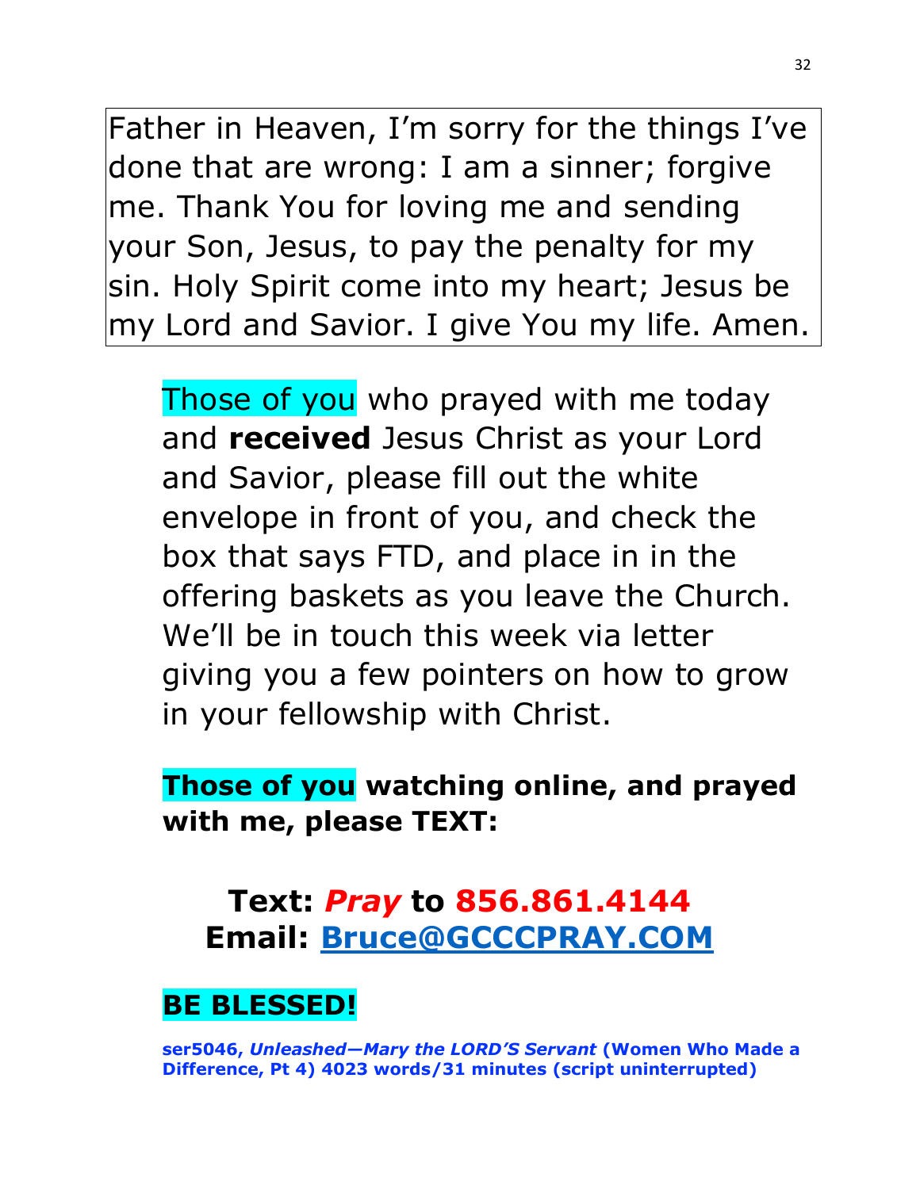Father in Heaven, I'm sorry for the things I've done that are wrong: I am a sinner; forgive me. Thank You for loving me and sending your Son, Jesus, to pay the penalty for my sin. Holy Spirit come into my heart; Jesus be my Lord and Savior. I give You my life. Amen.

Those of you who prayed with me today and **received** Jesus Christ as your Lord and Savior, please fill out the white envelope in front of you, and check the box that says FTD, and place in in the offering baskets as you leave the Church. We'll be in touch this week via letter giving you a few pointers on how to grow in your fellowship with Christ.

**Those of you watching online, and prayed with me, please TEXT:**

**Text: *Pray* to 856.861.4144**
**Email: Bruce@GCCCPRAY.COM**

**BE BLESSED!**

**ser5046, *Unleashed—Mary the LORD'S Servant* (Women Who Made a Difference, Pt 4) 4023 words/31 minutes (script uninterrupted)**